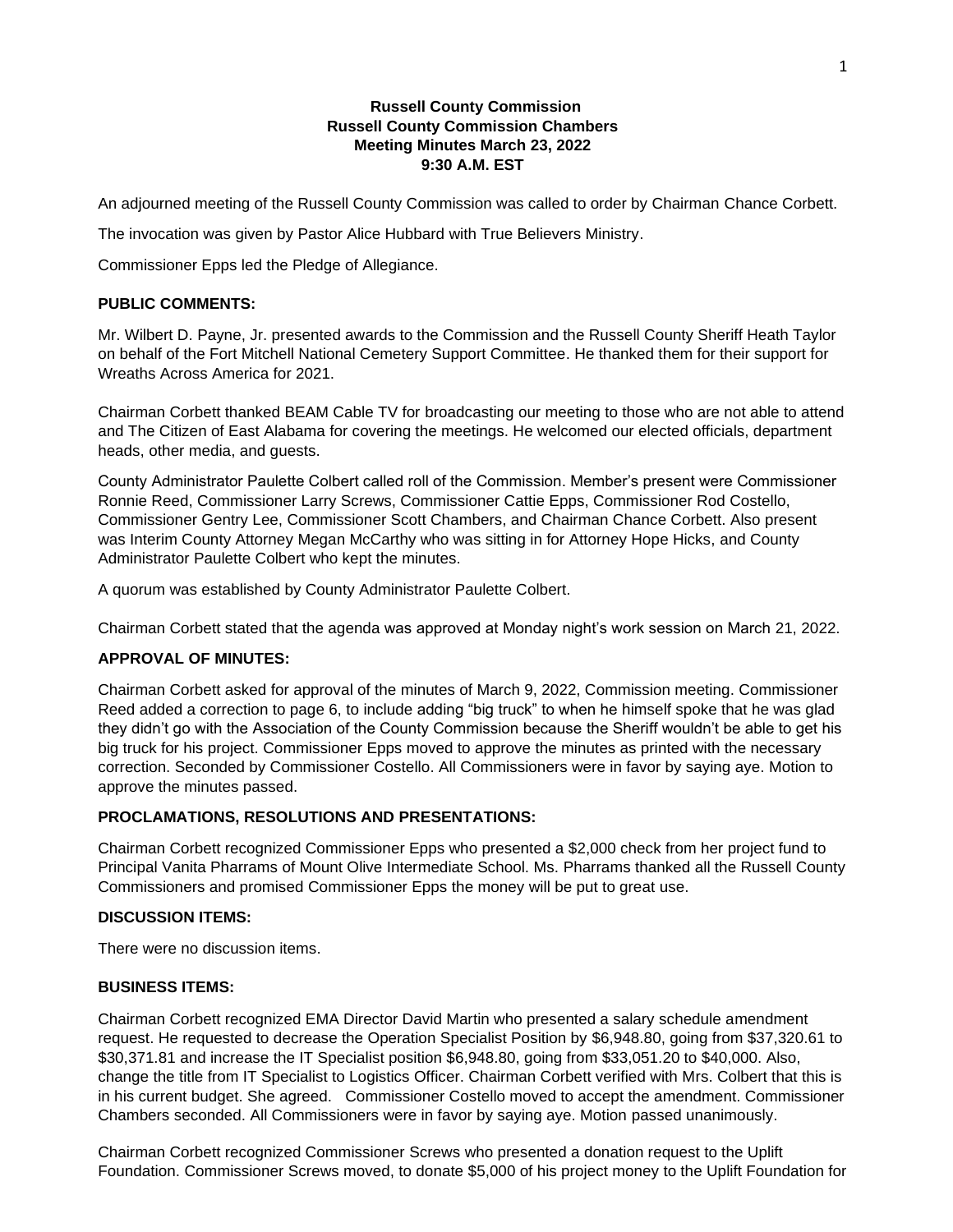**Russell County Commission**
**Russell County Commission Chambers**
**Meeting Minutes March 23, 2022**
**9:30 A.M. EST**

An adjourned meeting of the Russell County Commission was called to order by Chairman Chance Corbett.

The invocation was given by Pastor Alice Hubbard with True Believers Ministry.

Commissioner Epps led the Pledge of Allegiance.

**PUBLIC COMMENTS:**

Mr. Wilbert D. Payne, Jr. presented awards to the Commission and the Russell County Sheriff Heath Taylor on behalf of the Fort Mitchell National Cemetery Support Committee. He thanked them for their support for Wreaths Across America for 2021.

Chairman Corbett thanked BEAM Cable TV for broadcasting our meeting to those who are not able to attend and The Citizen of East Alabama for covering the meetings. He welcomed our elected officials, department heads, other media, and guests.

County Administrator Paulette Colbert called roll of the Commission. Member's present were Commissioner Ronnie Reed, Commissioner Larry Screws, Commissioner Cattie Epps, Commissioner Rod Costello, Commissioner Gentry Lee, Commissioner Scott Chambers, and Chairman Chance Corbett. Also present was Interim County Attorney Megan McCarthy who was sitting in for Attorney Hope Hicks, and County Administrator Paulette Colbert who kept the minutes.

A quorum was established by County Administrator Paulette Colbert.

Chairman Corbett stated that the agenda was approved at Monday night's work session on March 21, 2022.

**APPROVAL OF MINUTES:**

Chairman Corbett asked for approval of the minutes of March 9, 2022, Commission meeting. Commissioner Reed added a correction to page 6, to include adding "big truck" to when he himself spoke that he was glad they didn't go with the Association of the County Commission because the Sheriff wouldn't be able to get his big truck for his project. Commissioner Epps moved to approve the minutes as printed with the necessary correction. Seconded by Commissioner Costello. All Commissioners were in favor by saying aye. Motion to approve the minutes passed.

**PROCLAMATIONS, RESOLUTIONS AND PRESENTATIONS:**

Chairman Corbett recognized Commissioner Epps who presented a $2,000 check from her project fund to Principal Vanita Pharrams of Mount Olive Intermediate School. Ms. Pharrams thanked all the Russell County Commissioners and promised Commissioner Epps the money will be put to great use.

**DISCUSSION ITEMS:**

There were no discussion items.

**BUSINESS ITEMS:**

Chairman Corbett recognized EMA Director David Martin who presented a salary schedule amendment request. He requested to decrease the Operation Specialist Position by $6,948.80, going from $37,320.61 to $30,371.81 and increase the IT Specialist position $6,948.80, going from $33,051.20 to $40,000. Also, change the title from IT Specialist to Logistics Officer. Chairman Corbett verified with Mrs. Colbert that this is in his current budget. She agreed. Commissioner Costello moved to accept the amendment. Commissioner Chambers seconded. All Commissioners were in favor by saying aye. Motion passed unanimously.

Chairman Corbett recognized Commissioner Screws who presented a donation request to the Uplift Foundation. Commissioner Screws moved, to donate $5,000 of his project money to the Uplift Foundation for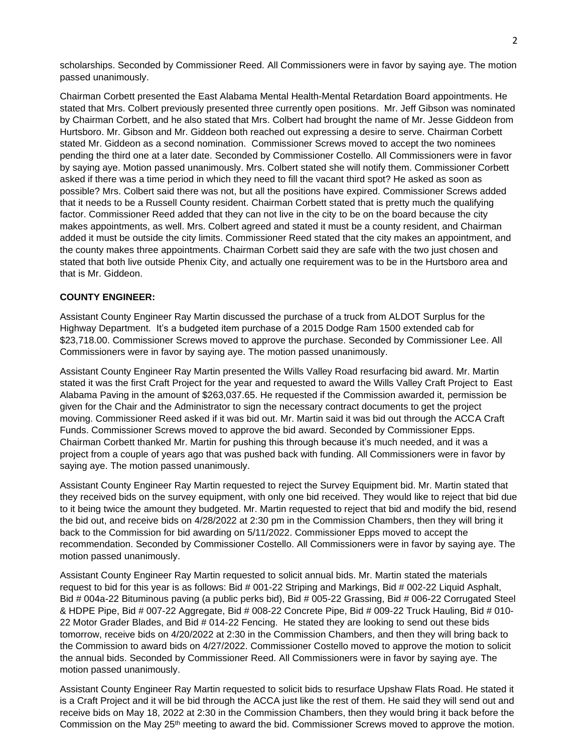scholarships. Seconded by Commissioner Reed. All Commissioners were in favor by saying aye. The motion passed unanimously.

Chairman Corbett presented the East Alabama Mental Health-Mental Retardation Board appointments. He stated that Mrs. Colbert previously presented three currently open positions. Mr. Jeff Gibson was nominated by Chairman Corbett, and he also stated that Mrs. Colbert had brought the name of Mr. Jesse Giddeon from Hurtsboro. Mr. Gibson and Mr. Giddeon both reached out expressing a desire to serve. Chairman Corbett stated Mr. Giddeon as a second nomination. Commissioner Screws moved to accept the two nominees pending the third one at a later date. Seconded by Commissioner Costello. All Commissioners were in favor by saying aye. Motion passed unanimously. Mrs. Colbert stated she will notify them. Commissioner Corbett asked if there was a time period in which they need to fill the vacant third spot? He asked as soon as possible? Mrs. Colbert said there was not, but all the positions have expired. Commissioner Screws added that it needs to be a Russell County resident. Chairman Corbett stated that is pretty much the qualifying factor. Commissioner Reed added that they can not live in the city to be on the board because the city makes appointments, as well. Mrs. Colbert agreed and stated it must be a county resident, and Chairman added it must be outside the city limits. Commissioner Reed stated that the city makes an appointment, and the county makes three appointments. Chairman Corbett said they are safe with the two just chosen and stated that both live outside Phenix City, and actually one requirement was to be in the Hurtsboro area and that is Mr. Giddeon.

**COUNTY ENGINEER:**

Assistant County Engineer Ray Martin discussed the purchase of a truck from ALDOT Surplus for the Highway Department. It's a budgeted item purchase of a 2015 Dodge Ram 1500 extended cab for $23,718.00. Commissioner Screws moved to approve the purchase. Seconded by Commissioner Lee. All Commissioners were in favor by saying aye. The motion passed unanimously.

Assistant County Engineer Ray Martin presented the Wills Valley Road resurfacing bid award. Mr. Martin stated it was the first Craft Project for the year and requested to award the Wills Valley Craft Project to East Alabama Paving in the amount of $263,037.65. He requested if the Commission awarded it, permission be given for the Chair and the Administrator to sign the necessary contract documents to get the project moving. Commissioner Reed asked if it was bid out. Mr. Martin said it was bid out through the ACCA Craft Funds. Commissioner Screws moved to approve the bid award. Seconded by Commissioner Epps. Chairman Corbett thanked Mr. Martin for pushing this through because it's much needed, and it was a project from a couple of years ago that was pushed back with funding. All Commissioners were in favor by saying aye. The motion passed unanimously.

Assistant County Engineer Ray Martin requested to reject the Survey Equipment bid. Mr. Martin stated that they received bids on the survey equipment, with only one bid received. They would like to reject that bid due to it being twice the amount they budgeted. Mr. Martin requested to reject that bid and modify the bid, resend the bid out, and receive bids on 4/28/2022 at 2:30 pm in the Commission Chambers, then they will bring it back to the Commission for bid awarding on 5/11/2022. Commissioner Epps moved to accept the recommendation. Seconded by Commissioner Costello. All Commissioners were in favor by saying aye. The motion passed unanimously.

Assistant County Engineer Ray Martin requested to solicit annual bids. Mr. Martin stated the materials request to bid for this year is as follows: Bid # 001-22 Striping and Markings, Bid # 002-22 Liquid Asphalt, Bid # 004a-22 Bituminous paving (a public perks bid), Bid # 005-22 Grassing, Bid # 006-22 Corrugated Steel & HDPE Pipe, Bid # 007-22 Aggregate, Bid # 008-22 Concrete Pipe, Bid # 009-22 Truck Hauling, Bid # 010-22 Motor Grader Blades, and Bid # 014-22 Fencing. He stated they are looking to send out these bids tomorrow, receive bids on 4/20/2022 at 2:30 in the Commission Chambers, and then they will bring back to the Commission to award bids on 4/27/2022. Commissioner Costello moved to approve the motion to solicit the annual bids. Seconded by Commissioner Reed. All Commissioners were in favor by saying aye. The motion passed unanimously.

Assistant County Engineer Ray Martin requested to solicit bids to resurface Upshaw Flats Road. He stated it is a Craft Project and it will be bid through the ACCA just like the rest of them. He said they will send out and receive bids on May 18, 2022 at 2:30 in the Commission Chambers, then they would bring it back before the Commission on the May 25th meeting to award the bid. Commissioner Screws moved to approve the motion.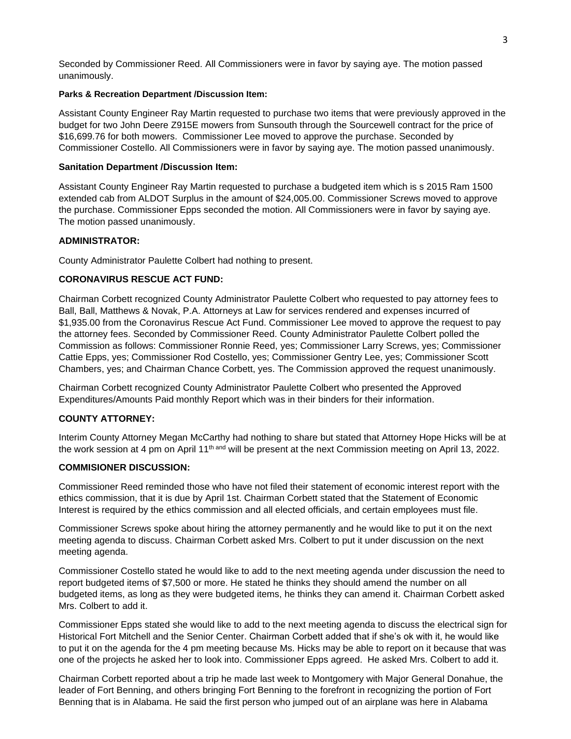Seconded by Commissioner Reed. All Commissioners were in favor by saying aye. The motion passed unanimously.

**Parks & Recreation Department /Discussion Item:**

Assistant County Engineer Ray Martin requested to purchase two items that were previously approved in the budget for two John Deere Z915E mowers from Sunsouth through the Sourcewell contract for the price of $16,699.76 for both mowers. Commissioner Lee moved to approve the purchase. Seconded by Commissioner Costello. All Commissioners were in favor by saying aye. The motion passed unanimously.

**Sanitation Department /Discussion Item:**

Assistant County Engineer Ray Martin requested to purchase a budgeted item which is s 2015 Ram 1500 extended cab from ALDOT Surplus in the amount of $24,005.00. Commissioner Screws moved to approve the purchase. Commissioner Epps seconded the motion. All Commissioners were in favor by saying aye. The motion passed unanimously.

**ADMINISTRATOR:**

County Administrator Paulette Colbert had nothing to present.

**CORONAVIRUS RESCUE ACT FUND:**

Chairman Corbett recognized County Administrator Paulette Colbert who requested to pay attorney fees to Ball, Ball, Matthews & Novak, P.A. Attorneys at Law for services rendered and expenses incurred of $1,935.00 from the Coronavirus Rescue Act Fund. Commissioner Lee moved to approve the request to pay the attorney fees. Seconded by Commissioner Reed. County Administrator Paulette Colbert polled the Commission as follows: Commissioner Ronnie Reed, yes; Commissioner Larry Screws, yes; Commissioner Cattie Epps, yes; Commissioner Rod Costello, yes; Commissioner Gentry Lee, yes; Commissioner Scott Chambers, yes; and Chairman Chance Corbett, yes. The Commission approved the request unanimously.

Chairman Corbett recognized County Administrator Paulette Colbert who presented the Approved Expenditures/Amounts Paid monthly Report which was in their binders for their information.

**COUNTY ATTORNEY:**

Interim County Attorney Megan McCarthy had nothing to share but stated that Attorney Hope Hicks will be at the work session at 4 pm on April 11th and will be present at the next Commission meeting on April 13, 2022.

**COMMISIONER DISCUSSION:**

Commissioner Reed reminded those who have not filed their statement of economic interest report with the ethics commission, that it is due by April 1st. Chairman Corbett stated that the Statement of Economic Interest is required by the ethics commission and all elected officials, and certain employees must file.

Commissioner Screws spoke about hiring the attorney permanently and he would like to put it on the next meeting agenda to discuss. Chairman Corbett asked Mrs. Colbert to put it under discussion on the next meeting agenda.

Commissioner Costello stated he would like to add to the next meeting agenda under discussion the need to report budgeted items of $7,500 or more. He stated he thinks they should amend the number on all budgeted items, as long as they were budgeted items, he thinks they can amend it. Chairman Corbett asked Mrs. Colbert to add it.

Commissioner Epps stated she would like to add to the next meeting agenda to discuss the electrical sign for Historical Fort Mitchell and the Senior Center. Chairman Corbett added that if she's ok with it, he would like to put it on the agenda for the 4 pm meeting because Ms. Hicks may be able to report on it because that was one of the projects he asked her to look into. Commissioner Epps agreed. He asked Mrs. Colbert to add it.

Chairman Corbett reported about a trip he made last week to Montgomery with Major General Donahue, the leader of Fort Benning, and others bringing Fort Benning to the forefront in recognizing the portion of Fort Benning that is in Alabama. He said the first person who jumped out of an airplane was here in Alabama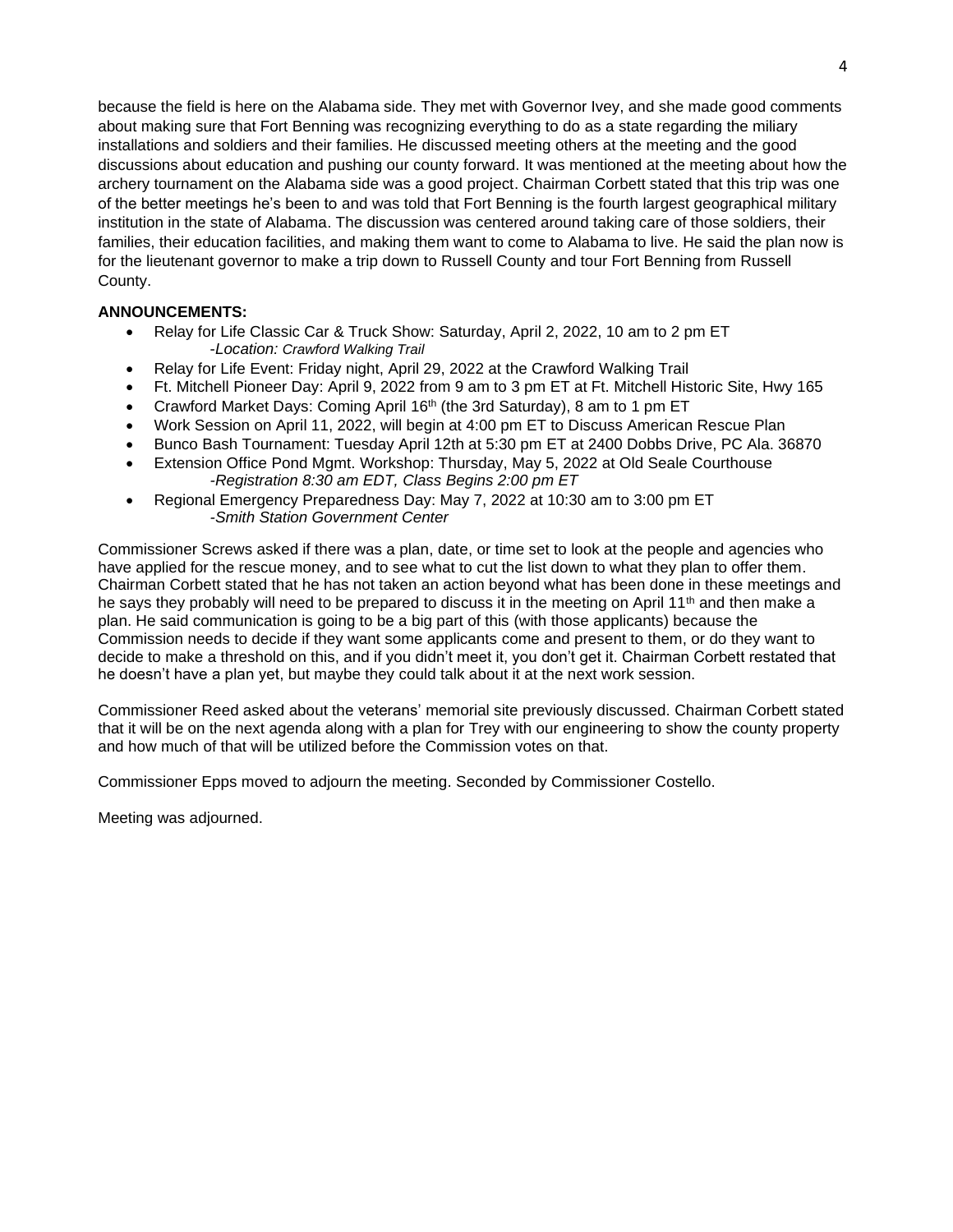because the field is here on the Alabama side. They met with Governor Ivey, and she made good comments about making sure that Fort Benning was recognizing everything to do as a state regarding the miliary installations and soldiers and their families. He discussed meeting others at the meeting and the good discussions about education and pushing our county forward. It was mentioned at the meeting about how the archery tournament on the Alabama side was a good project. Chairman Corbett stated that this trip was one of the better meetings he's been to and was told that Fort Benning is the fourth largest geographical military institution in the state of Alabama. The discussion was centered around taking care of those soldiers, their families, their education facilities, and making them want to come to Alabama to live. He said the plan now is for the lieutenant governor to make a trip down to Russell County and tour Fort Benning from Russell County.

**ANNOUNCEMENTS:**

- Relay for Life Classic Car & Truck Show: Saturday, April 2, 2022, 10 am to 2 pm ET
  -*Location: Crawford Walking Trail*
- Relay for Life Event: Friday night, April 29, 2022 at the Crawford Walking Trail
- Ft. Mitchell Pioneer Day: April 9, 2022 from 9 am to 3 pm ET at Ft. Mitchell Historic Site, Hwy 165
- Crawford Market Days: Coming April 16th (the 3rd Saturday), 8 am to 1 pm ET
- Work Session on April 11, 2022, will begin at 4:00 pm ET to Discuss American Rescue Plan
- Bunco Bash Tournament: Tuesday April 12th at 5:30 pm ET at 2400 Dobbs Drive, PC Ala. 36870
- Extension Office Pond Mgmt. Workshop: Thursday, May 5, 2022 at Old Seale Courthouse
  -*Registration 8:30 am EDT, Class Begins 2:00 pm ET*
- Regional Emergency Preparedness Day: May 7, 2022 at 10:30 am to 3:00 pm ET
  -*Smith Station Government Center*

Commissioner Screws asked if there was a plan, date, or time set to look at the people and agencies who have applied for the rescue money, and to see what to cut the list down to what they plan to offer them. Chairman Corbett stated that he has not taken an action beyond what has been done in these meetings and he says they probably will need to be prepared to discuss it in the meeting on April 11th and then make a plan. He said communication is going to be a big part of this (with those applicants) because the Commission needs to decide if they want some applicants come and present to them, or do they want to decide to make a threshold on this, and if you didn't meet it, you don't get it. Chairman Corbett restated that he doesn't have a plan yet, but maybe they could talk about it at the next work session.

Commissioner Reed asked about the veterans' memorial site previously discussed. Chairman Corbett stated that it will be on the next agenda along with a plan for Trey with our engineering to show the county property and how much of that will be utilized before the Commission votes on that.

Commissioner Epps moved to adjourn the meeting. Seconded by Commissioner Costello.

Meeting was adjourned.